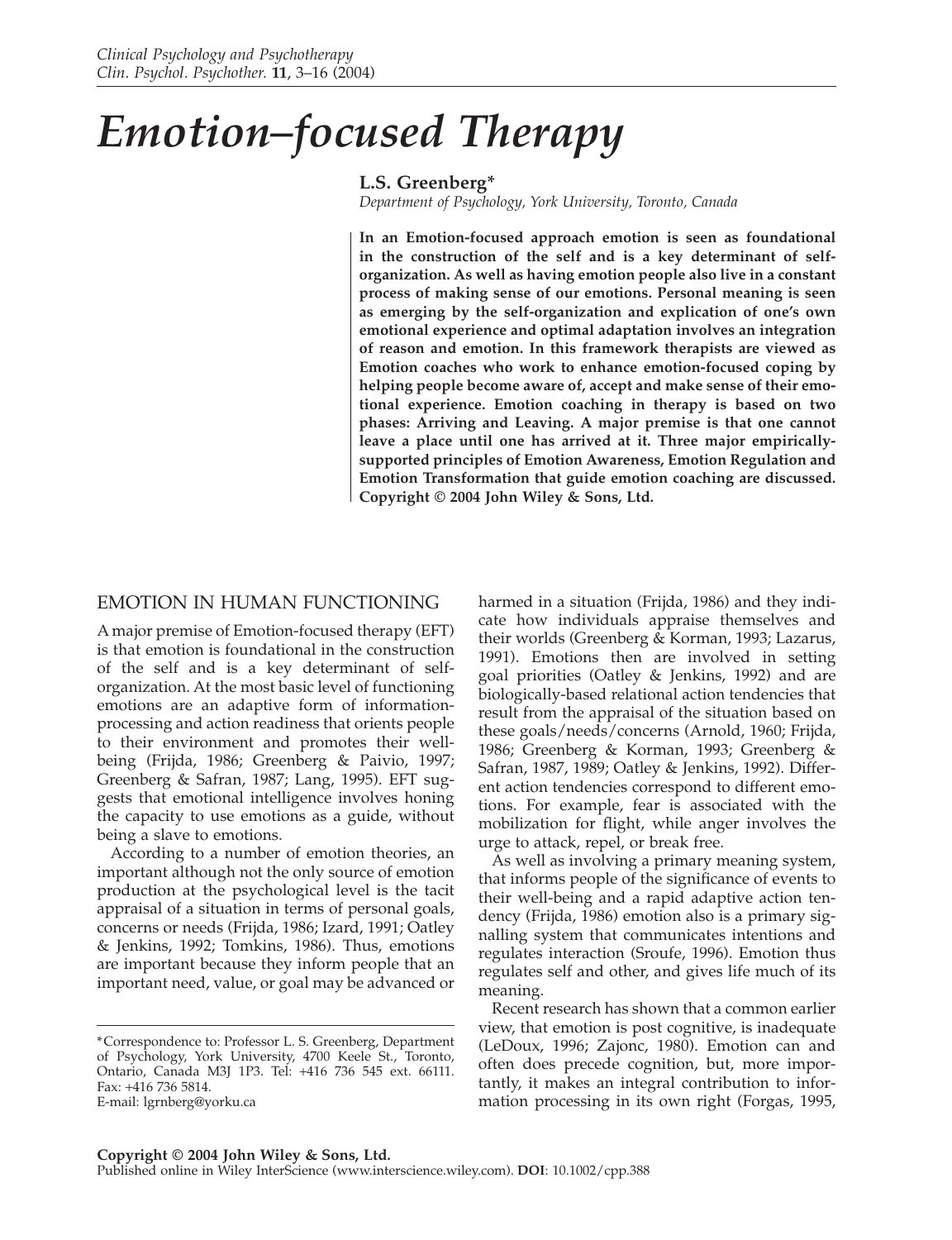# Emotion–focused Therapy

**L.S. Greenberg***

*Department of Psychology, York University, Toronto, Canada*

**In an Emotion-focused approach emotion is seen as foundational in the construction of the self and is a key determinant of self-organization. As well as having emotion people also live in a constant process of making sense of our emotions. Personal meaning is seen as emerging by the self-organization and explication of one's own emotional experience and optimal adaptation involves an integration of reason and emotion. In this framework therapists are viewed as Emotion coaches who work to enhance emotion-focused coping by helping people become aware of, accept and make sense of their emotional experience. Emotion coaching in therapy is based on two phases: Arriving and Leaving. A major premise is that one cannot leave a place until one has arrived at it. Three major empirically-supported principles of Emotion Awareness, Emotion Regulation and Emotion Transformation that guide emotion coaching are discussed. Copyright © 2004 John Wiley & Sons, Ltd.**

## EMOTION IN HUMAN FUNCTIONING

A major premise of Emotion-focused therapy (EFT) is that emotion is foundational in the construction of the self and is a key determinant of self-organization. At the most basic level of functioning emotions are an adaptive form of information-processing and action readiness that orients people to their environment and promotes their well-being (Frijda, 1986; Greenberg & Paivio, 1997; Greenberg & Safran, 1987; Lang, 1995). EFT suggests that emotional intelligence involves honing the capacity to use emotions as a guide, without being a slave to emotions.

According to a number of emotion theories, an important although not the only source of emotion production at the psychological level is the tacit appraisal of a situation in terms of personal goals, concerns or needs (Frijda, 1986; Izard, 1991; Oatley & Jenkins, 1992; Tomkins, 1986). Thus, emotions are important because they inform people that an important need, value, or goal may be advanced or harmed in a situation (Frijda, 1986) and they indicate how individuals appraise themselves and their worlds (Greenberg & Korman, 1993; Lazarus, 1991). Emotions then are involved in setting goal priorities (Oatley & Jenkins, 1992) and are biologically-based relational action tendencies that result from the appraisal of the situation based on these goals/needs/concerns (Arnold, 1960; Frijda, 1986; Greenberg & Korman, 1993; Greenberg & Safran, 1987, 1989; Oatley & Jenkins, 1992). Different action tendencies correspond to different emotions. For example, fear is associated with the mobilization for flight, while anger involves the urge to attack, repel, or break free.

As well as involving a primary meaning system, that informs people of the significance of events to their well-being and a rapid adaptive action tendency (Frijda, 1986) emotion also is a primary signalling system that communicates intentions and regulates interaction (Sroufe, 1996). Emotion thus regulates self and other, and gives life much of its meaning.

Recent research has shown that a common earlier view, that emotion is post cognitive, is inadequate (LeDoux, 1996; Zajonc, 1980). Emotion can and often does precede cognition, but, more importantly, it makes an integral contribution to information processing in its own right (Forgas, 1995,

---

*Correspondence to: Professor L. S. Greenberg, Department of Psychology, York University, 4700 Keele St., Toronto, Ontario, Canada M3J 1P3. Tel: +416 736 545 ext. 66111. Fax: +416 736 5814.
E-mail: lgrnberg@yorku.ca

**Copyright © 2004 John Wiley & Sons, Ltd.**
Published online in Wiley InterScience (www.interscience.wiley.com). **DOI**: 10.1002/cpp.388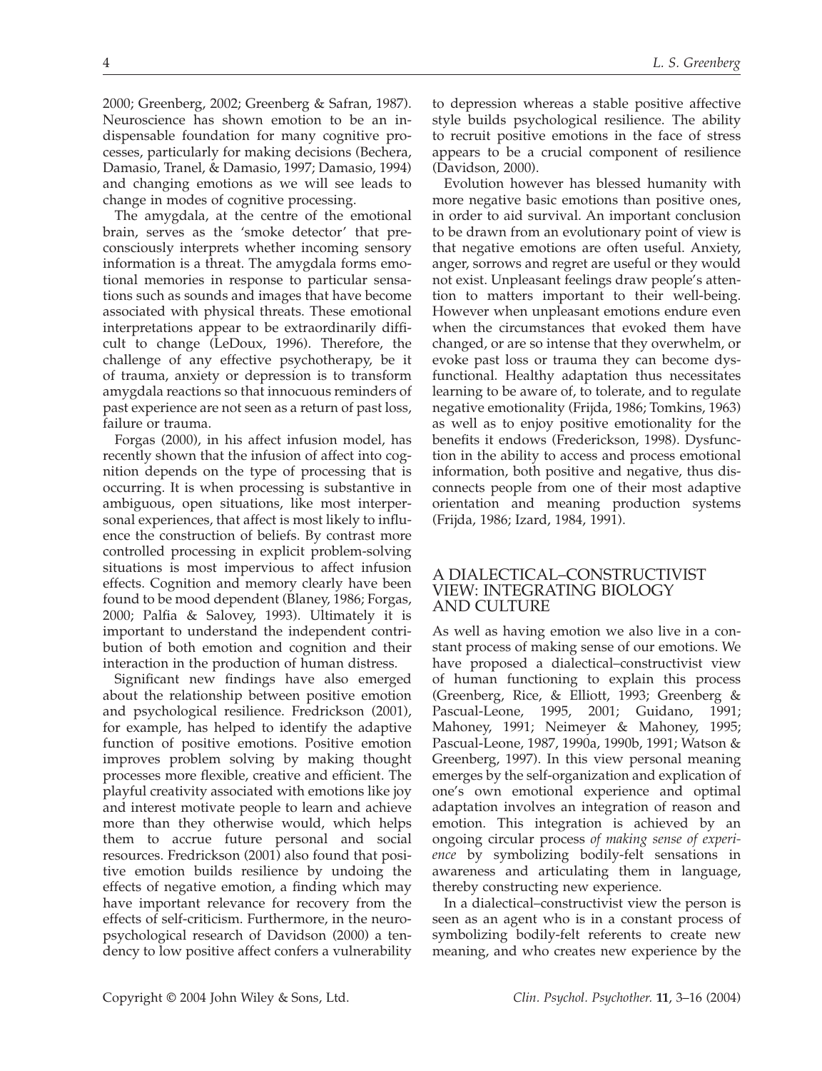2000; Greenberg, 2002; Greenberg & Safran, 1987). Neuroscience has shown emotion to be an indispensable foundation for many cognitive processes, particularly for making decisions (Bechera, Damasio, Tranel, & Damasio, 1997; Damasio, 1994) and changing emotions as we will see leads to change in modes of cognitive processing.

The amygdala, at the centre of the emotional brain, serves as the 'smoke detector' that preconsciously interprets whether incoming sensory information is a threat. The amygdala forms emotional memories in response to particular sensations such as sounds and images that have become associated with physical threats. These emotional interpretations appear to be extraordinarily difficult to change (LeDoux, 1996). Therefore, the challenge of any effective psychotherapy, be it of trauma, anxiety or depression is to transform amygdala reactions so that innocuous reminders of past experience are not seen as a return of past loss, failure or trauma.

Forgas (2000), in his affect infusion model, has recently shown that the infusion of affect into cognition depends on the type of processing that is occurring. It is when processing is substantive in ambiguous, open situations, like most interpersonal experiences, that affect is most likely to influence the construction of beliefs. By contrast more controlled processing in explicit problem-solving situations is most impervious to affect infusion effects. Cognition and memory clearly have been found to be mood dependent (Blaney, 1986; Forgas, 2000; Palfia & Salovey, 1993). Ultimately it is important to understand the independent contribution of both emotion and cognition and their interaction in the production of human distress.

Significant new findings have also emerged about the relationship between positive emotion and psychological resilience. Fredrickson (2001), for example, has helped to identify the adaptive function of positive emotions. Positive emotion improves problem solving by making thought processes more flexible, creative and efficient. The playful creativity associated with emotions like joy and interest motivate people to learn and achieve more than they otherwise would, which helps them to accrue future personal and social resources. Fredrickson (2001) also found that positive emotion builds resilience by undoing the effects of negative emotion, a finding which may have important relevance for recovery from the effects of self-criticism. Furthermore, in the neuropsychological research of Davidson (2000) a tendency to low positive affect confers a vulnerability to depression whereas a stable positive affective style builds psychological resilience. The ability to recruit positive emotions in the face of stress appears to be a crucial component of resilience (Davidson, 2000).

Evolution however has blessed humanity with more negative basic emotions than positive ones, in order to aid survival. An important conclusion to be drawn from an evolutionary point of view is that negative emotions are often useful. Anxiety, anger, sorrows and regret are useful or they would not exist. Unpleasant feelings draw people's attention to matters important to their well-being. However when unpleasant emotions endure even when the circumstances that evoked them have changed, or are so intense that they overwhelm, or evoke past loss or trauma they can become dysfunctional. Healthy adaptation thus necessitates learning to be aware of, to tolerate, and to regulate negative emotionality (Frijda, 1986; Tomkins, 1963) as well as to enjoy positive emotionality for the benefits it endows (Frederickson, 1998). Dysfunction in the ability to access and process emotional information, both positive and negative, thus disconnects people from one of their most adaptive orientation and meaning production systems (Frijda, 1986; Izard, 1984, 1991).

## A DIALECTICAL–CONSTRUCTIVIST VIEW: INTEGRATING BIOLOGY AND CULTURE

As well as having emotion we also live in a constant process of making sense of our emotions. We have proposed a dialectical–constructivist view of human functioning to explain this process (Greenberg, Rice, & Elliott, 1993; Greenberg & Pascual-Leone, 1995, 2001; Guidano, 1991; Mahoney, 1991; Neimeyer & Mahoney, 1995; Pascual-Leone, 1987, 1990a, 1990b, 1991; Watson & Greenberg, 1997). In this view personal meaning emerges by the self-organization and explication of one's own emotional experience and optimal adaptation involves an integration of reason and emotion. This integration is achieved by an ongoing circular process *of making sense of experience* by symbolizing bodily-felt sensations in awareness and articulating them in language, thereby constructing new experience.

In a dialectical–constructivist view the person is seen as an agent who is in a constant process of symbolizing bodily-felt referents to create new meaning, and who creates new experience by the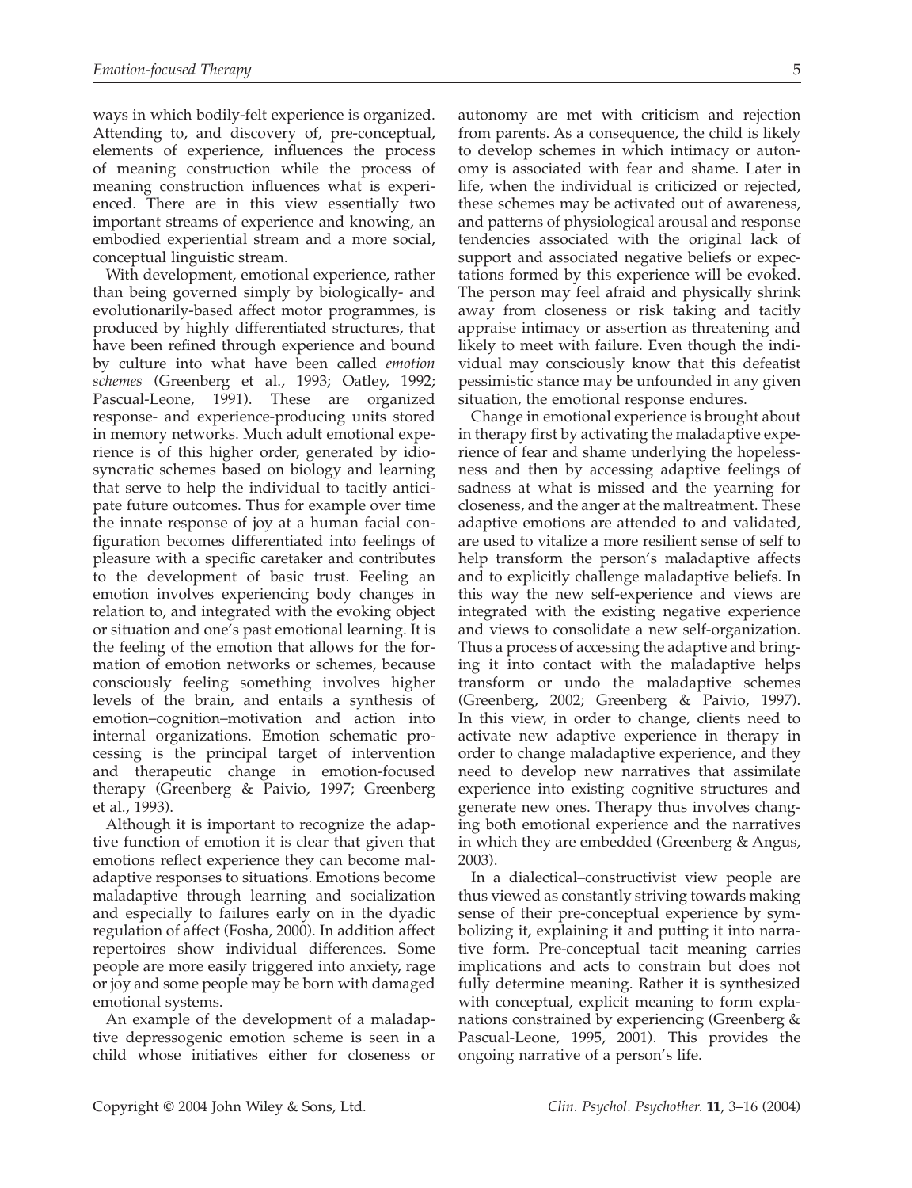ways in which bodily-felt experience is organized. Attending to, and discovery of, pre-conceptual, elements of experience, influences the process of meaning construction while the process of meaning construction influences what is experienced. There are in this view essentially two important streams of experience and knowing, an embodied experiential stream and a more social, conceptual linguistic stream.

With development, emotional experience, rather than being governed simply by biologically- and evolutionarily-based affect motor programmes, is produced by highly differentiated structures, that have been refined through experience and bound by culture into what have been called *emotion schemes* (Greenberg et al., 1993; Oatley, 1992; Pascual-Leone, 1991). These are organized response- and experience-producing units stored in memory networks. Much adult emotional experience is of this higher order, generated by idiosyncratic schemes based on biology and learning that serve to help the individual to tacitly anticipate future outcomes. Thus for example over time the innate response of joy at a human facial configuration becomes differentiated into feelings of pleasure with a specific caretaker and contributes to the development of basic trust. Feeling an emotion involves experiencing body changes in relation to, and integrated with the evoking object or situation and one's past emotional learning. It is the feeling of the emotion that allows for the formation of emotion networks or schemes, because consciously feeling something involves higher levels of the brain, and entails a synthesis of emotion–cognition–motivation and action into internal organizations. Emotion schematic processing is the principal target of intervention and therapeutic change in emotion-focused therapy (Greenberg & Paivio, 1997; Greenberg et al., 1993).

Although it is important to recognize the adaptive function of emotion it is clear that given that emotions reflect experience they can become maladaptive responses to situations. Emotions become maladaptive through learning and socialization and especially to failures early on in the dyadic regulation of affect (Fosha, 2000). In addition affect repertoires show individual differences. Some people are more easily triggered into anxiety, rage or joy and some people may be born with damaged emotional systems.

An example of the development of a maladaptive depressogenic emotion scheme is seen in a child whose initiatives either for closeness or autonomy are met with criticism and rejection from parents. As a consequence, the child is likely to develop schemes in which intimacy or autonomy is associated with fear and shame. Later in life, when the individual is criticized or rejected, these schemes may be activated out of awareness, and patterns of physiological arousal and response tendencies associated with the original lack of support and associated negative beliefs or expectations formed by this experience will be evoked. The person may feel afraid and physically shrink away from closeness or risk taking and tacitly appraise intimacy or assertion as threatening and likely to meet with failure. Even though the individual may consciously know that this defeatist pessimistic stance may be unfounded in any given situation, the emotional response endures.

Change in emotional experience is brought about in therapy first by activating the maladaptive experience of fear and shame underlying the hopelessness and then by accessing adaptive feelings of sadness at what is missed and the yearning for closeness, and the anger at the maltreatment. These adaptive emotions are attended to and validated, are used to vitalize a more resilient sense of self to help transform the person's maladaptive affects and to explicitly challenge maladaptive beliefs. In this way the new self-experience and views are integrated with the existing negative experience and views to consolidate a new self-organization. Thus a process of accessing the adaptive and bringing it into contact with the maladaptive helps transform or undo the maladaptive schemes (Greenberg, 2002; Greenberg & Paivio, 1997). In this view, in order to change, clients need to activate new adaptive experience in therapy in order to change maladaptive experience, and they need to develop new narratives that assimilate experience into existing cognitive structures and generate new ones. Therapy thus involves changing both emotional experience and the narratives in which they are embedded (Greenberg & Angus, 2003).

In a dialectical–constructivist view people are thus viewed as constantly striving towards making sense of their pre-conceptual experience by symbolizing it, explaining it and putting it into narrative form. Pre-conceptual tacit meaning carries implications and acts to constrain but does not fully determine meaning. Rather it is synthesized with conceptual, explicit meaning to form explanations constrained by experiencing (Greenberg & Pascual-Leone, 1995, 2001). This provides the ongoing narrative of a person's life.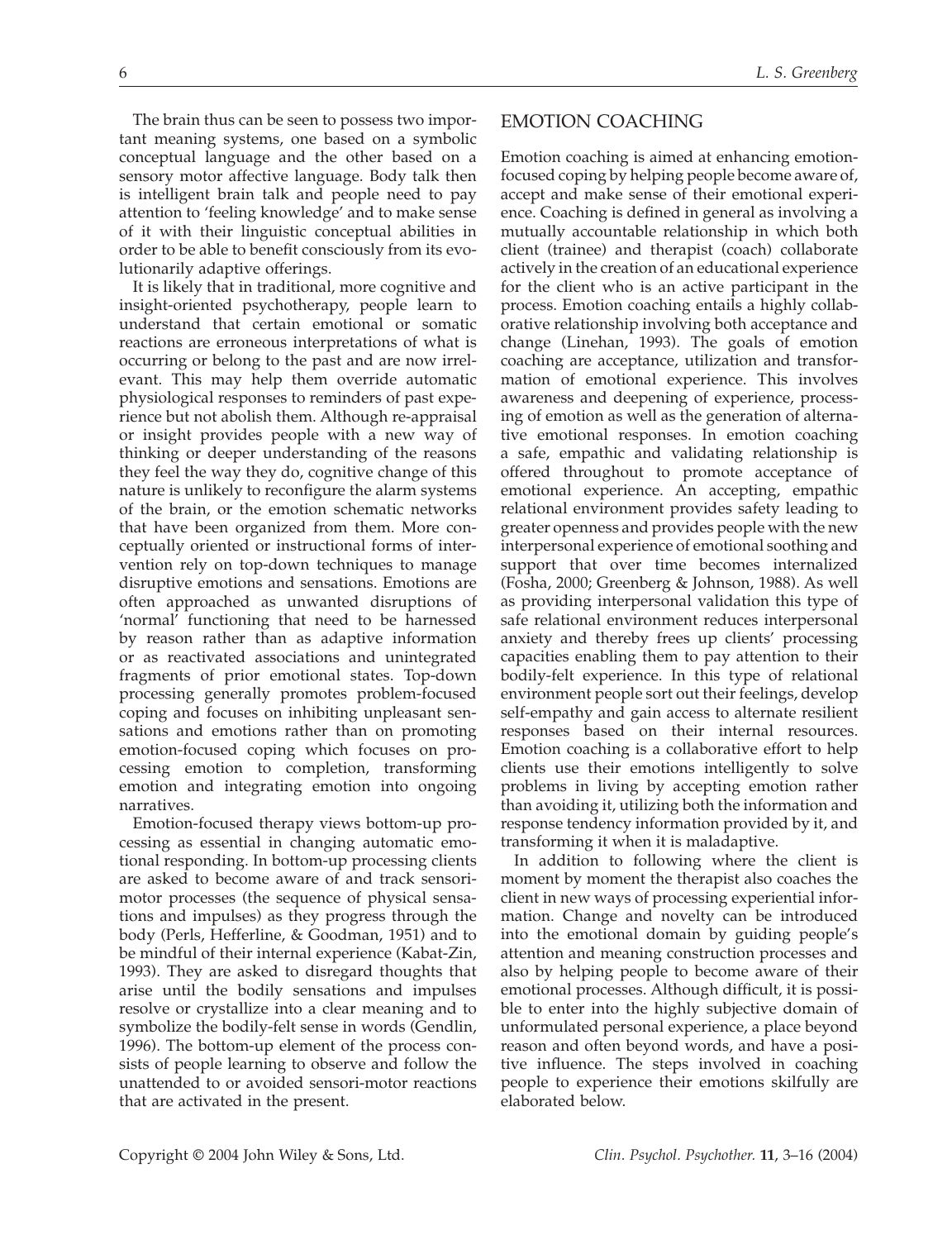The brain thus can be seen to possess two important meaning systems, one based on a symbolic conceptual language and the other based on a sensory motor affective language. Body talk then is intelligent brain talk and people need to pay attention to 'feeling knowledge' and to make sense of it with their linguistic conceptual abilities in order to be able to benefit consciously from its evolutionarily adaptive offerings.

It is likely that in traditional, more cognitive and insight-oriented psychotherapy, people learn to understand that certain emotional or somatic reactions are erroneous interpretations of what is occurring or belong to the past and are now irrelevant. This may help them override automatic physiological responses to reminders of past experience but not abolish them. Although re-appraisal or insight provides people with a new way of thinking or deeper understanding of the reasons they feel the way they do, cognitive change of this nature is unlikely to reconfigure the alarm systems of the brain, or the emotion schematic networks that have been organized from them. More conceptually oriented or instructional forms of intervention rely on top-down techniques to manage disruptive emotions and sensations. Emotions are often approached as unwanted disruptions of 'normal' functioning that need to be harnessed by reason rather than as adaptive information or as reactivated associations and unintegrated fragments of prior emotional states. Top-down processing generally promotes problem-focused coping and focuses on inhibiting unpleasant sensations and emotions rather than on promoting emotion-focused coping which focuses on processing emotion to completion, transforming emotion and integrating emotion into ongoing narratives.

Emotion-focused therapy views bottom-up processing as essential in changing automatic emotional responding. In bottom-up processing clients are asked to become aware of and track sensorimotor processes (the sequence of physical sensations and impulses) as they progress through the body (Perls, Hefferline, & Goodman, 1951) and to be mindful of their internal experience (Kabat-Zin, 1993). They are asked to disregard thoughts that arise until the bodily sensations and impulses resolve or crystallize into a clear meaning and to symbolize the bodily-felt sense in words (Gendlin, 1996). The bottom-up element of the process consists of people learning to observe and follow the unattended to or avoided sensori-motor reactions that are activated in the present.

## EMOTION COACHING

Emotion coaching is aimed at enhancing emotion-focused coping by helping people become aware of, accept and make sense of their emotional experience. Coaching is defined in general as involving a mutually accountable relationship in which both client (trainee) and therapist (coach) collaborate actively in the creation of an educational experience for the client who is an active participant in the process. Emotion coaching entails a highly collaborative relationship involving both acceptance and change (Linehan, 1993). The goals of emotion coaching are acceptance, utilization and transformation of emotional experience. This involves awareness and deepening of experience, processing of emotion as well as the generation of alternative emotional responses. In emotion coaching a safe, empathic and validating relationship is offered throughout to promote acceptance of emotional experience. An accepting, empathic relational environment provides safety leading to greater openness and provides people with the new interpersonal experience of emotional soothing and support that over time becomes internalized (Fosha, 2000; Greenberg & Johnson, 1988). As well as providing interpersonal validation this type of safe relational environment reduces interpersonal anxiety and thereby frees up clients' processing capacities enabling them to pay attention to their bodily-felt experience. In this type of relational environment people sort out their feelings, develop self-empathy and gain access to alternate resilient responses based on their internal resources. Emotion coaching is a collaborative effort to help clients use their emotions intelligently to solve problems in living by accepting emotion rather than avoiding it, utilizing both the information and response tendency information provided by it, and transforming it when it is maladaptive.

In addition to following where the client is moment by moment the therapist also coaches the client in new ways of processing experiential information. Change and novelty can be introduced into the emotional domain by guiding people's attention and meaning construction processes and also by helping people to become aware of their emotional processes. Although difficult, it is possible to enter into the highly subjective domain of unformulated personal experience, a place beyond reason and often beyond words, and have a positive influence. The steps involved in coaching people to experience their emotions skilfully are elaborated below.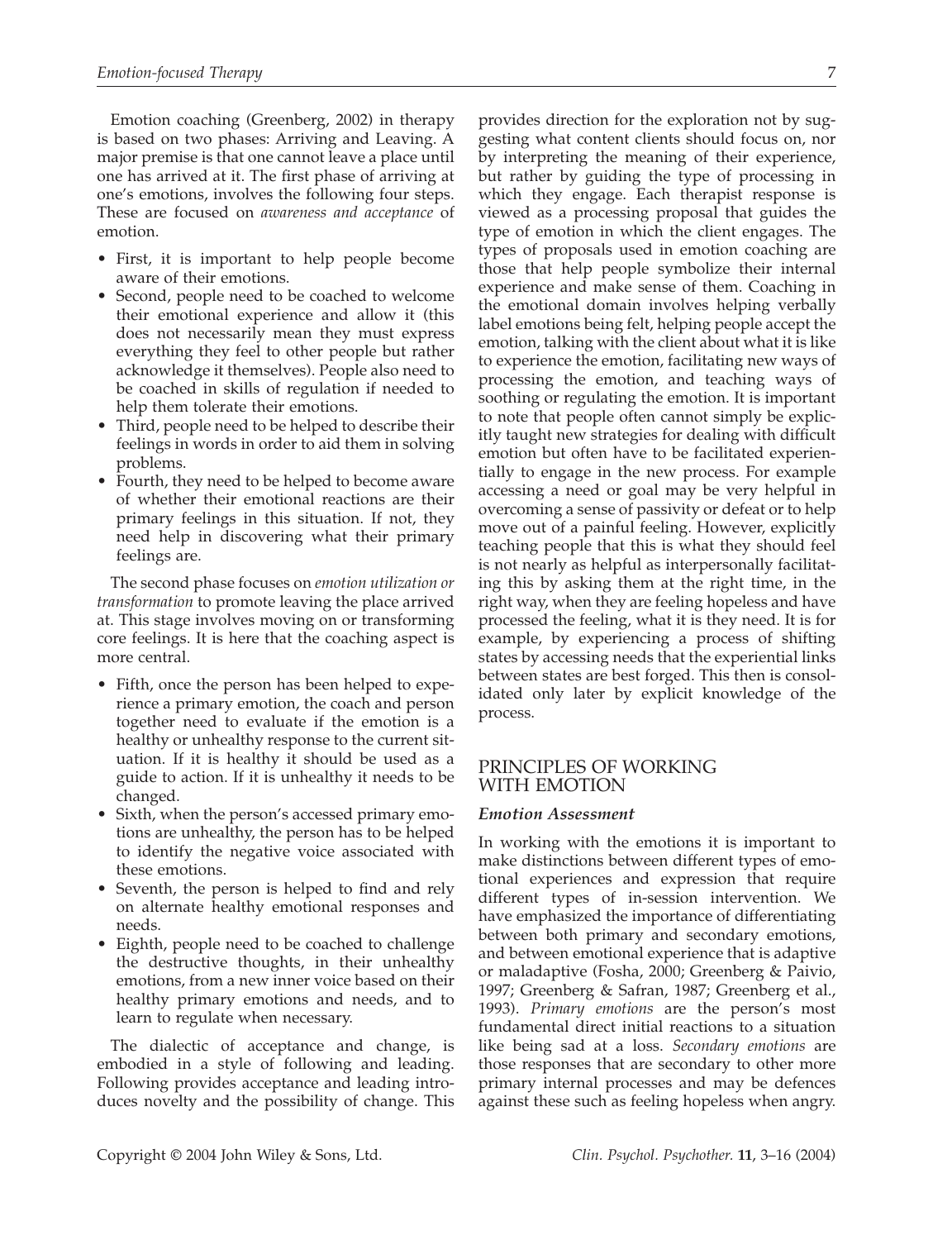Emotion coaching (Greenberg, 2002) in therapy is based on two phases: Arriving and Leaving. A major premise is that one cannot leave a place until one has arrived at it. The first phase of arriving at one's emotions, involves the following four steps. These are focused on *awareness and acceptance* of emotion.

- First, it is important to help people become aware of their emotions.
- Second, people need to be coached to welcome their emotional experience and allow it (this does not necessarily mean they must express everything they feel to other people but rather acknowledge it themselves). People also need to be coached in skills of regulation if needed to help them tolerate their emotions.
- Third, people need to be helped to describe their feelings in words in order to aid them in solving problems.
- Fourth, they need to be helped to become aware of whether their emotional reactions are their primary feelings in this situation. If not, they need help in discovering what their primary feelings are.

The second phase focuses on *emotion utilization or transformation* to promote leaving the place arrived at. This stage involves moving on or transforming core feelings. It is here that the coaching aspect is more central.

- Fifth, once the person has been helped to experience a primary emotion, the coach and person together need to evaluate if the emotion is a healthy or unhealthy response to the current situation. If it is healthy it should be used as a guide to action. If it is unhealthy it needs to be changed.
- Sixth, when the person's accessed primary emotions are unhealthy, the person has to be helped to identify the negative voice associated with these emotions.
- Seventh, the person is helped to find and rely on alternate healthy emotional responses and needs.
- Eighth, people need to be coached to challenge the destructive thoughts, in their unhealthy emotions, from a new inner voice based on their healthy primary emotions and needs, and to learn to regulate when necessary.

The dialectic of acceptance and change, is embodied in a style of following and leading. Following provides acceptance and leading introduces novelty and the possibility of change. This provides direction for the exploration not by suggesting what content clients should focus on, nor by interpreting the meaning of their experience, but rather by guiding the type of processing in which they engage. Each therapist response is viewed as a processing proposal that guides the type of emotion in which the client engages. The types of proposals used in emotion coaching are those that help people symbolize their internal experience and make sense of them. Coaching in the emotional domain involves helping verbally label emotions being felt, helping people accept the emotion, talking with the client about what it is like to experience the emotion, facilitating new ways of processing the emotion, and teaching ways of soothing or regulating the emotion. It is important to note that people often cannot simply be explicitly taught new strategies for dealing with difficult emotion but often have to be facilitated experientially to engage in the new process. For example accessing a need or goal may be very helpful in overcoming a sense of passivity or defeat or to help move out of a painful feeling. However, explicitly teaching people that this is what they should feel is not nearly as helpful as interpersonally facilitating this by asking them at the right time, in the right way, when they are feeling hopeless and have processed the feeling, what it is they need. It is for example, by experiencing a process of shifting states by accessing needs that the experiential links between states are best forged. This then is consolidated only later by explicit knowledge of the process.

## PRINCIPLES OF WORKING WITH EMOTION

### *Emotion Assessment*

In working with the emotions it is important to make distinctions between different types of emotional experiences and expression that require different types of in-session intervention. We have emphasized the importance of differentiating between both primary and secondary emotions, and between emotional experience that is adaptive or maladaptive (Fosha, 2000; Greenberg & Paivio, 1997; Greenberg & Safran, 1987; Greenberg et al., 1993). *Primary emotions* are the person's most fundamental direct initial reactions to a situation like being sad at a loss. *Secondary emotions* are those responses that are secondary to other more primary internal processes and may be defences against these such as feeling hopeless when angry.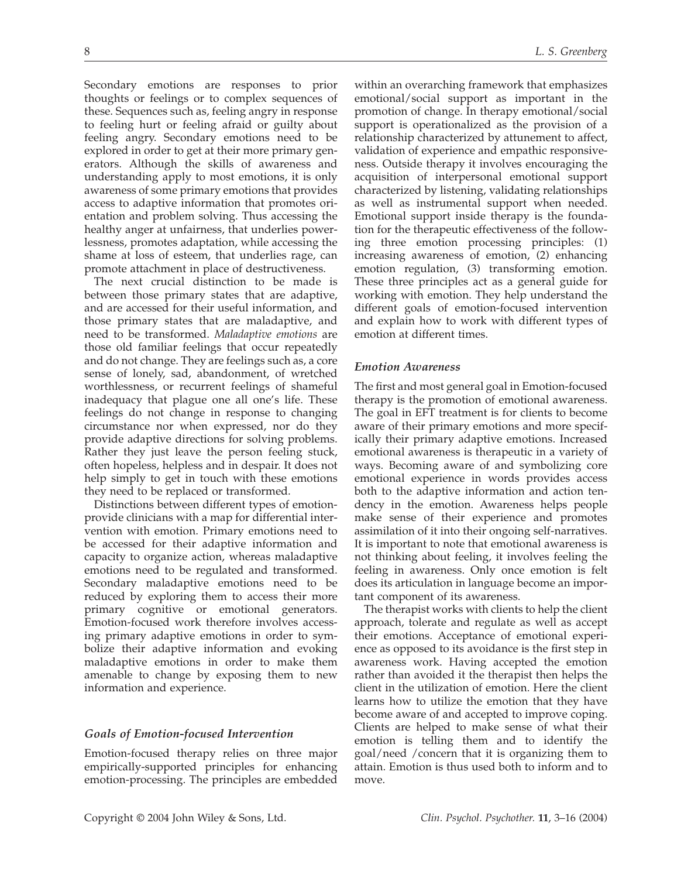Secondary emotions are responses to prior thoughts or feelings or to complex sequences of these. Sequences such as, feeling angry in response to feeling hurt or feeling afraid or guilty about feeling angry. Secondary emotions need to be explored in order to get at their more primary generators. Although the skills of awareness and understanding apply to most emotions, it is only awareness of some primary emotions that provides access to adaptive information that promotes orientation and problem solving. Thus accessing the healthy anger at unfairness, that underlies powerlessness, promotes adaptation, while accessing the shame at loss of esteem, that underlies rage, can promote attachment in place of destructiveness.

The next crucial distinction to be made is between those primary states that are adaptive, and are accessed for their useful information, and those primary states that are maladaptive, and need to be transformed. *Maladaptive emotions* are those old familiar feelings that occur repeatedly and do not change. They are feelings such as, a core sense of lonely, sad, abandonment, of wretched worthlessness, or recurrent feelings of shameful inadequacy that plague one all one's life. These feelings do not change in response to changing circumstance nor when expressed, nor do they provide adaptive directions for solving problems. Rather they just leave the person feeling stuck, often hopeless, helpless and in despair. It does not help simply to get in touch with these emotions they need to be replaced or transformed.

Distinctions between different types of emotion-provide clinicians with a map for differential intervention with emotion. Primary emotions need to be accessed for their adaptive information and capacity to organize action, whereas maladaptive emotions need to be regulated and transformed. Secondary maladaptive emotions need to be reduced by exploring them to access their more primary cognitive or emotional generators. Emotion-focused work therefore involves accessing primary adaptive emotions in order to symbolize their adaptive information and evoking maladaptive emotions in order to make them amenable to change by exposing them to new information and experience.

### Goals of Emotion-focused Intervention

Emotion-focused therapy relies on three major empirically-supported principles for enhancing emotion-processing. The principles are embedded within an overarching framework that emphasizes emotional/social support as important in the promotion of change. In therapy emotional/social support is operationalized as the provision of a relationship characterized by attunement to affect, validation of experience and empathic responsiveness. Outside therapy it involves encouraging the acquisition of interpersonal emotional support characterized by listening, validating relationships as well as instrumental support when needed. Emotional support inside therapy is the foundation for the therapeutic effectiveness of the following three emotion processing principles: (1) increasing awareness of emotion, (2) enhancing emotion regulation, (3) transforming emotion. These three principles act as a general guide for working with emotion. They help understand the different goals of emotion-focused intervention and explain how to work with different types of emotion at different times.

### Emotion Awareness

The first and most general goal in Emotion-focused therapy is the promotion of emotional awareness. The goal in EFT treatment is for clients to become aware of their primary emotions and more specifically their primary adaptive emotions. Increased emotional awareness is therapeutic in a variety of ways. Becoming aware of and symbolizing core emotional experience in words provides access both to the adaptive information and action tendency in the emotion. Awareness helps people make sense of their experience and promotes assimilation of it into their ongoing self-narratives. It is important to note that emotional awareness is not thinking about feeling, it involves feeling the feeling in awareness. Only once emotion is felt does its articulation in language become an important component of its awareness.

The therapist works with clients to help the client approach, tolerate and regulate as well as accept their emotions. Acceptance of emotional experience as opposed to its avoidance is the first step in awareness work. Having accepted the emotion rather than avoided it the therapist then helps the client in the utilization of emotion. Here the client learns how to utilize the emotion that they have become aware of and accepted to improve coping. Clients are helped to make sense of what their emotion is telling them and to identify the goal/need /concern that it is organizing them to attain. Emotion is thus used both to inform and to move.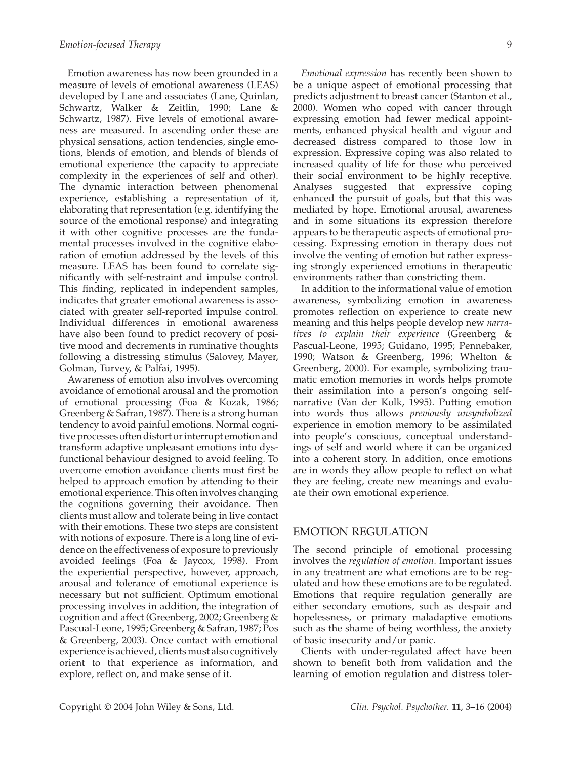Emotion awareness has now been grounded in a measure of levels of emotional awareness (LEAS) developed by Lane and associates (Lane, Quinlan, Schwartz, Walker & Zeitlin, 1990; Lane & Schwartz, 1987). Five levels of emotional awareness are measured. In ascending order these are physical sensations, action tendencies, single emotions, blends of emotion, and blends of blends of emotional experience (the capacity to appreciate complexity in the experiences of self and other). The dynamic interaction between phenomenal experience, establishing a representation of it, elaborating that representation (e.g. identifying the source of the emotional response) and integrating it with other cognitive processes are the fundamental processes involved in the cognitive elaboration of emotion addressed by the levels of this measure. LEAS has been found to correlate significantly with self-restraint and impulse control. This finding, replicated in independent samples, indicates that greater emotional awareness is associated with greater self-reported impulse control. Individual differences in emotional awareness have also been found to predict recovery of positive mood and decrements in ruminative thoughts following a distressing stimulus (Salovey, Mayer, Golman, Turvey, & Palfai, 1995).

Awareness of emotion also involves overcoming avoidance of emotional arousal and the promotion of emotional processing (Foa & Kozak, 1986; Greenberg & Safran, 1987). There is a strong human tendency to avoid painful emotions. Normal cognitive processes often distort or interrupt emotion and transform adaptive unpleasant emotions into dysfunctional behaviour designed to avoid feeling. To overcome emotion avoidance clients must first be helped to approach emotion by attending to their emotional experience. This often involves changing the cognitions governing their avoidance. Then clients must allow and tolerate being in live contact with their emotions. These two steps are consistent with notions of exposure. There is a long line of evidence on the effectiveness of exposure to previously avoided feelings (Foa & Jaycox, 1998). From the experiential perspective, however, approach, arousal and tolerance of emotional experience is necessary but not sufficient. Optimum emotional processing involves in addition, the integration of cognition and affect (Greenberg, 2002; Greenberg & Pascual-Leone, 1995; Greenberg & Safran, 1987; Pos & Greenberg, 2003). Once contact with emotional experience is achieved, clients must also cognitively orient to that experience as information, and explore, reflect on, and make sense of it.

*Emotional expression* has recently been shown to be a unique aspect of emotional processing that predicts adjustment to breast cancer (Stanton et al., 2000). Women who coped with cancer through expressing emotion had fewer medical appointments, enhanced physical health and vigour and decreased distress compared to those low in expression. Expressive coping was also related to increased quality of life for those who perceived their social environment to be highly receptive. Analyses suggested that expressive coping enhanced the pursuit of goals, but that this was mediated by hope. Emotional arousal, awareness and in some situations its expression therefore appears to be therapeutic aspects of emotional processing. Expressing emotion in therapy does not involve the venting of emotion but rather expressing strongly experienced emotions in therapeutic environments rather than constricting them.

In addition to the informational value of emotion awareness, symbolizing emotion in awareness promotes reflection on experience to create new meaning and this helps people develop new *narratives to explain their experience* (Greenberg & Pascual-Leone, 1995; Guidano, 1995; Pennebaker, 1990; Watson & Greenberg, 1996; Whelton & Greenberg, 2000). For example, symbolizing traumatic emotion memories in words helps promote their assimilation into a person's ongoing self-narrative (Van der Kolk, 1995). Putting emotion into words thus allows *previously unsymbolized* experience in emotion memory to be assimilated into people's conscious, conceptual understandings of self and world where it can be organized into a coherent story. In addition, once emotions are in words they allow people to reflect on what they are feeling, create new meanings and evaluate their own emotional experience.

## EMOTION REGULATION

The second principle of emotional processing involves the *regulation of emotion.* Important issues in any treatment are what emotions are to be regulated and how these emotions are to be regulated. Emotions that require regulation generally are either secondary emotions, such as despair and hopelessness, or primary maladaptive emotions such as the shame of being worthless, the anxiety of basic insecurity and/or panic.

Clients with under-regulated affect have been shown to benefit both from validation and the learning of emotion regulation and distress toler-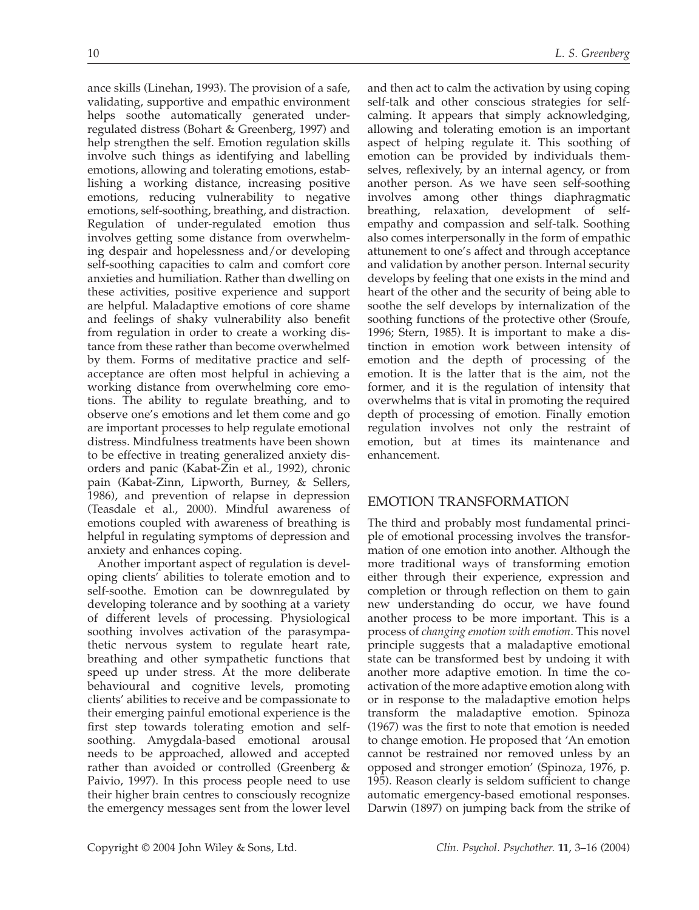ance skills (Linehan, 1993). The provision of a safe, validating, supportive and empathic environment helps soothe automatically generated under-regulated distress (Bohart & Greenberg, 1997) and help strengthen the self. Emotion regulation skills involve such things as identifying and labelling emotions, allowing and tolerating emotions, establishing a working distance, increasing positive emotions, reducing vulnerability to negative emotions, self-soothing, breathing, and distraction. Regulation of under-regulated emotion thus involves getting some distance from overwhelming despair and hopelessness and/or developing self-soothing capacities to calm and comfort core anxieties and humiliation. Rather than dwelling on these activities, positive experience and support are helpful. Maladaptive emotions of core shame and feelings of shaky vulnerability also benefit from regulation in order to create a working distance from these rather than become overwhelmed by them. Forms of meditative practice and self-acceptance are often most helpful in achieving a working distance from overwhelming core emotions. The ability to regulate breathing, and to observe one's emotions and let them come and go are important processes to help regulate emotional distress. Mindfulness treatments have been shown to be effective in treating generalized anxiety disorders and panic (Kabat-Zin et al., 1992), chronic pain (Kabat-Zinn, Lipworth, Burney, & Sellers, 1986), and prevention of relapse in depression (Teasdale et al., 2000). Mindful awareness of emotions coupled with awareness of breathing is helpful in regulating symptoms of depression and anxiety and enhances coping.

Another important aspect of regulation is developing clients' abilities to tolerate emotion and to self-soothe. Emotion can be downregulated by developing tolerance and by soothing at a variety of different levels of processing. Physiological soothing involves activation of the parasympathetic nervous system to regulate heart rate, breathing and other sympathetic functions that speed up under stress. At the more deliberate behavioural and cognitive levels, promoting clients' abilities to receive and be compassionate to their emerging painful emotional experience is the first step towards tolerating emotion and self-soothing. Amygdala-based emotional arousal needs to be approached, allowed and accepted rather than avoided or controlled (Greenberg & Paivio, 1997). In this process people need to use their higher brain centres to consciously recognize the emergency messages sent from the lower level and then act to calm the activation by using coping self-talk and other conscious strategies for self-calming. It appears that simply acknowledging, allowing and tolerating emotion is an important aspect of helping regulate it. This soothing of emotion can be provided by individuals themselves, reflexively, by an internal agency, or from another person. As we have seen self-soothing involves among other things diaphragmatic breathing, relaxation, development of self-empathy and compassion and self-talk. Soothing also comes interpersonally in the form of empathic attunement to one's affect and through acceptance and validation by another person. Internal security develops by feeling that one exists in the mind and heart of the other and the security of being able to soothe the self develops by internalization of the soothing functions of the protective other (Sroufe, 1996; Stern, 1985). It is important to make a distinction in emotion work between intensity of emotion and the depth of processing of the emotion. It is the latter that is the aim, not the former, and it is the regulation of intensity that overwhelms that is vital in promoting the required depth of processing of emotion. Finally emotion regulation involves not only the restraint of emotion, but at times its maintenance and enhancement.

## EMOTION TRANSFORMATION

The third and probably most fundamental principle of emotional processing involves the transformation of one emotion into another. Although the more traditional ways of transforming emotion either through their experience, expression and completion or through reflection on them to gain new understanding do occur, we have found another process to be more important. This is a process of *changing emotion with emotion*. This novel principle suggests that a maladaptive emotional state can be transformed best by undoing it with another more adaptive emotion. In time the co-activation of the more adaptive emotion along with or in response to the maladaptive emotion helps transform the maladaptive emotion. Spinoza (1967) was the first to note that emotion is needed to change emotion. He proposed that 'An emotion cannot be restrained nor removed unless by an opposed and stronger emotion' (Spinoza, 1976, p. 195). Reason clearly is seldom sufficient to change automatic emergency-based emotional responses. Darwin (1897) on jumping back from the strike of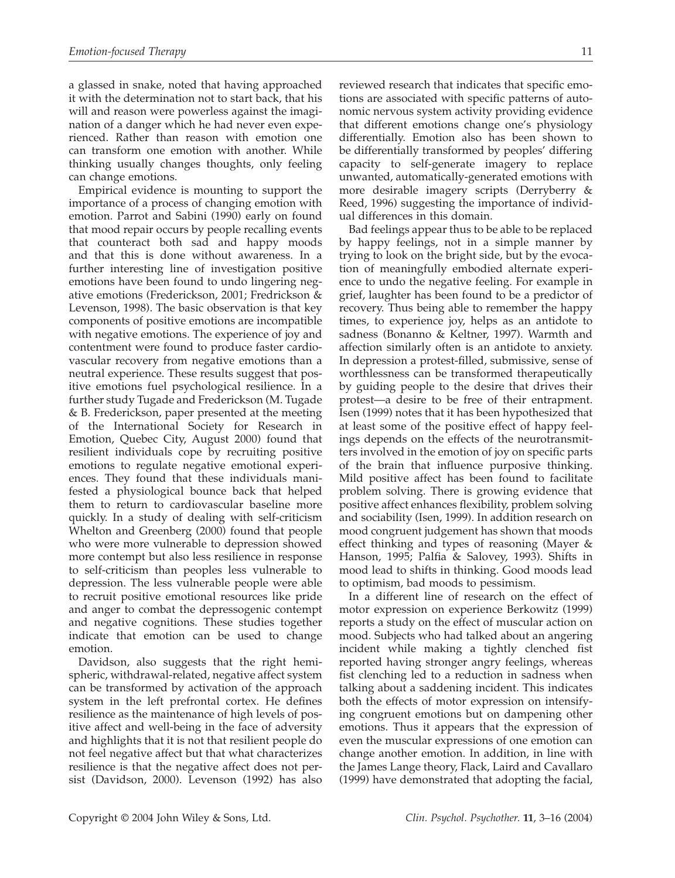a glassed in snake, noted that having approached it with the determination not to start back, that his will and reason were powerless against the imagination of a danger which he had never even experienced. Rather than reason with emotion one can transform one emotion with another. While thinking usually changes thoughts, only feeling can change emotions.

Empirical evidence is mounting to support the importance of a process of changing emotion with emotion. Parrot and Sabini (1990) early on found that mood repair occurs by people recalling events that counteract both sad and happy moods and that this is done without awareness. In a further interesting line of investigation positive emotions have been found to undo lingering negative emotions (Frederickson, 2001; Fredrickson & Levenson, 1998). The basic observation is that key components of positive emotions are incompatible with negative emotions. The experience of joy and contentment were found to produce faster cardiovascular recovery from negative emotions than a neutral experience. These results suggest that positive emotions fuel psychological resilience. In a further study Tugade and Frederickson (M. Tugade & B. Frederickson, paper presented at the meeting of the International Society for Research in Emotion, Quebec City, August 2000) found that resilient individuals cope by recruiting positive emotions to regulate negative emotional experiences. They found that these individuals manifested a physiological bounce back that helped them to return to cardiovascular baseline more quickly. In a study of dealing with self-criticism Whelton and Greenberg (2000) found that people who were more vulnerable to depression showed more contempt but also less resilience in response to self-criticism than peoples less vulnerable to depression. The less vulnerable people were able to recruit positive emotional resources like pride and anger to combat the depressogenic contempt and negative cognitions. These studies together indicate that emotion can be used to change emotion.

Davidson, also suggests that the right hemispheric, withdrawal-related, negative affect system can be transformed by activation of the approach system in the left prefrontal cortex. He defines resilience as the maintenance of high levels of positive affect and well-being in the face of adversity and highlights that it is not that resilient people do not feel negative affect but that what characterizes resilience is that the negative affect does not persist (Davidson, 2000). Levenson (1992) has also reviewed research that indicates that specific emotions are associated with specific patterns of autonomic nervous system activity providing evidence that different emotions change one's physiology differentially. Emotion also has been shown to be differentially transformed by peoples' differing capacity to self-generate imagery to replace unwanted, automatically-generated emotions with more desirable imagery scripts (Derryberry & Reed, 1996) suggesting the importance of individual differences in this domain.

Bad feelings appear thus to be able to be replaced by happy feelings, not in a simple manner by trying to look on the bright side, but by the evocation of meaningfully embodied alternate experience to undo the negative feeling. For example in grief, laughter has been found to be a predictor of recovery. Thus being able to remember the happy times, to experience joy, helps as an antidote to sadness (Bonanno & Keltner, 1997). Warmth and affection similarly often is an antidote to anxiety. In depression a protest-filled, submissive, sense of worthlessness can be transformed therapeutically by guiding people to the desire that drives their protest—a desire to be free of their entrapment. Isen (1999) notes that it has been hypothesized that at least some of the positive effect of happy feelings depends on the effects of the neurotransmitters involved in the emotion of joy on specific parts of the brain that influence purposive thinking. Mild positive affect has been found to facilitate problem solving. There is growing evidence that positive affect enhances flexibility, problem solving and sociability (Isen, 1999). In addition research on mood congruent judgement has shown that moods effect thinking and types of reasoning (Mayer & Hanson, 1995; Palfia & Salovey, 1993). Shifts in mood lead to shifts in thinking. Good moods lead to optimism, bad moods to pessimism.

In a different line of research on the effect of motor expression on experience Berkowitz (1999) reports a study on the effect of muscular action on mood. Subjects who had talked about an angering incident while making a tightly clenched fist reported having stronger angry feelings, whereas fist clenching led to a reduction in sadness when talking about a saddening incident. This indicates both the effects of motor expression on intensifying congruent emotions but on dampening other emotions. Thus it appears that the expression of even the muscular expressions of one emotion can change another emotion. In addition, in line with the James Lange theory, Flack, Laird and Cavallaro (1999) have demonstrated that adopting the facial,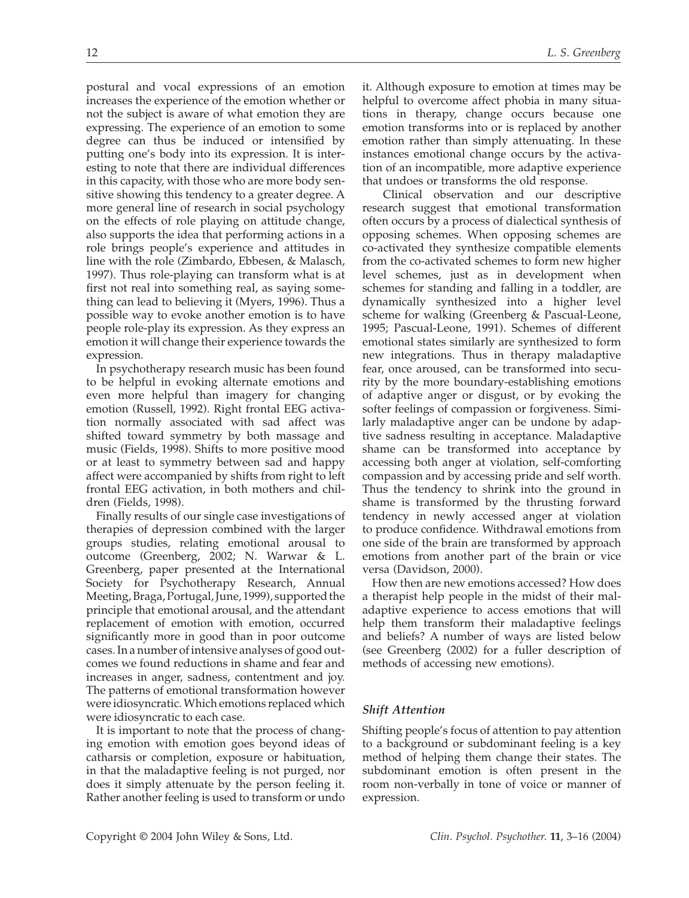postural and vocal expressions of an emotion increases the experience of the emotion whether or not the subject is aware of what emotion they are expressing. The experience of an emotion to some degree can thus be induced or intensified by putting one's body into its expression. It is interesting to note that there are individual differences in this capacity, with those who are more body sensitive showing this tendency to a greater degree. A more general line of research in social psychology on the effects of role playing on attitude change, also supports the idea that performing actions in a role brings people's experience and attitudes in line with the role (Zimbardo, Ebbesen, & Malasch, 1997). Thus role-playing can transform what is at first not real into something real, as saying something can lead to believing it (Myers, 1996). Thus a possible way to evoke another emotion is to have people role-play its expression. As they express an emotion it will change their experience towards the expression.

In psychotherapy research music has been found to be helpful in evoking alternate emotions and even more helpful than imagery for changing emotion (Russell, 1992). Right frontal EEG activation normally associated with sad affect was shifted toward symmetry by both massage and music (Fields, 1998). Shifts to more positive mood or at least to symmetry between sad and happy affect were accompanied by shifts from right to left frontal EEG activation, in both mothers and children (Fields, 1998).

Finally results of our single case investigations of therapies of depression combined with the larger groups studies, relating emotional arousal to outcome (Greenberg, 2002; N. Warwar & L. Greenberg, paper presented at the International Society for Psychotherapy Research, Annual Meeting, Braga, Portugal, June, 1999), supported the principle that emotional arousal, and the attendant replacement of emotion with emotion, occurred significantly more in good than in poor outcome cases. In a number of intensive analyses of good outcomes we found reductions in shame and fear and increases in anger, sadness, contentment and joy. The patterns of emotional transformation however were idiosyncratic. Which emotions replaced which were idiosyncratic to each case.

It is important to note that the process of changing emotion with emotion goes beyond ideas of catharsis or completion, exposure or habituation, in that the maladaptive feeling is not purged, nor does it simply attenuate by the person feeling it. Rather another feeling is used to transform or undo it. Although exposure to emotion at times may be helpful to overcome affect phobia in many situations in therapy, change occurs because one emotion transforms into or is replaced by another emotion rather than simply attenuating. In these instances emotional change occurs by the activation of an incompatible, more adaptive experience that undoes or transforms the old response.

Clinical observation and our descriptive research suggest that emotional transformation often occurs by a process of dialectical synthesis of opposing schemes. When opposing schemes are co-activated they synthesize compatible elements from the co-activated schemes to form new higher level schemes, just as in development when schemes for standing and falling in a toddler, are dynamically synthesized into a higher level scheme for walking (Greenberg & Pascual-Leone, 1995; Pascual-Leone, 1991). Schemes of different emotional states similarly are synthesized to form new integrations. Thus in therapy maladaptive fear, once aroused, can be transformed into security by the more boundary-establishing emotions of adaptive anger or disgust, or by evoking the softer feelings of compassion or forgiveness. Similarly maladaptive anger can be undone by adaptive sadness resulting in acceptance. Maladaptive shame can be transformed into acceptance by accessing both anger at violation, self-comforting compassion and by accessing pride and self worth. Thus the tendency to shrink into the ground in shame is transformed by the thrusting forward tendency in newly accessed anger at violation to produce confidence. Withdrawal emotions from one side of the brain are transformed by approach emotions from another part of the brain or vice versa (Davidson, 2000).

How then are new emotions accessed? How does a therapist help people in the midst of their maladaptive experience to access emotions that will help them transform their maladaptive feelings and beliefs? A number of ways are listed below (see Greenberg (2002) for a fuller description of methods of accessing new emotions).

### *Shift Attention*

Shifting people's focus of attention to pay attention to a background or subdominant feeling is a key method of helping them change their states. The subdominant emotion is often present in the room non-verbally in tone of voice or manner of expression.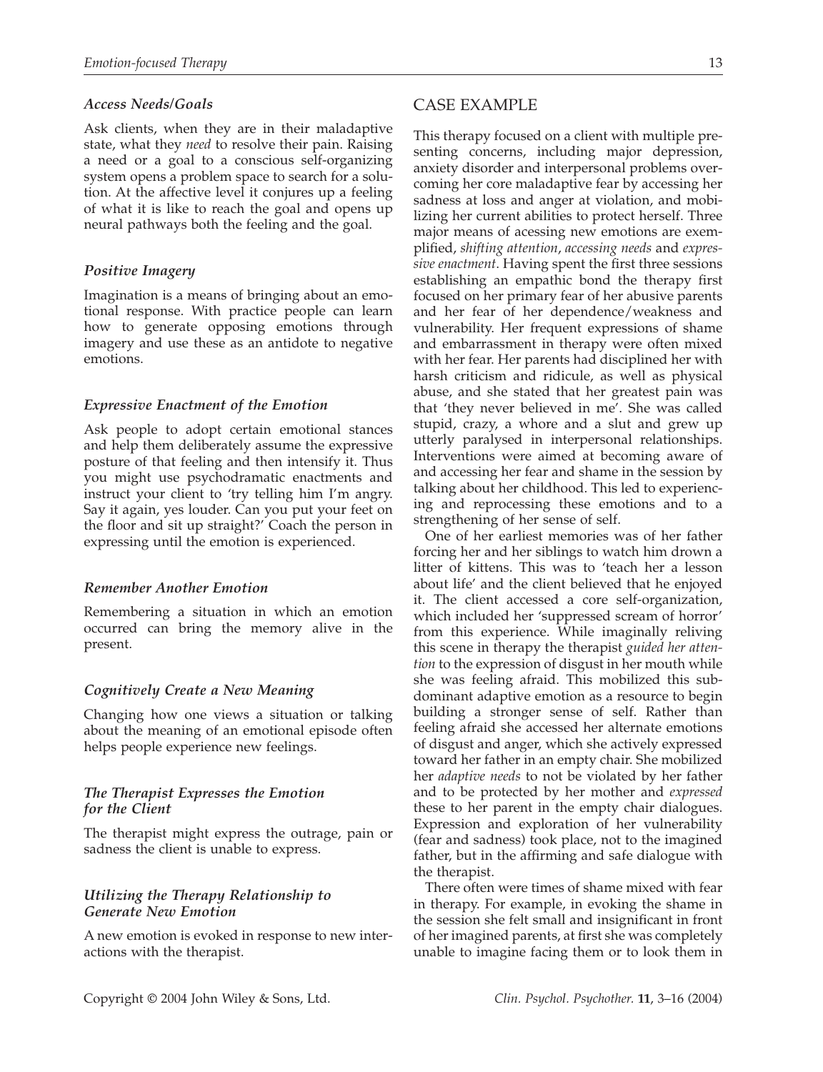### Access Needs/Goals

Ask clients, when they are in their maladaptive state, what they *need* to resolve their pain. Raising a need or a goal to a conscious self-organizing system opens a problem space to search for a solution. At the affective level it conjures up a feeling of what it is like to reach the goal and opens up neural pathways both the feeling and the goal.

### Positive Imagery

Imagination is a means of bringing about an emotional response. With practice people can learn how to generate opposing emotions through imagery and use these as an antidote to negative emotions.

### Expressive Enactment of the Emotion

Ask people to adopt certain emotional stances and help them deliberately assume the expressive posture of that feeling and then intensify it. Thus you might use psychodramatic enactments and instruct your client to 'try telling him I'm angry. Say it again, yes louder. Can you put your feet on the floor and sit up straight?' Coach the person in expressing until the emotion is experienced.

### Remember Another Emotion

Remembering a situation in which an emotion occurred can bring the memory alive in the present.

### Cognitively Create a New Meaning

Changing how one views a situation or talking about the meaning of an emotional episode often helps people experience new feelings.

### The Therapist Expresses the Emotion for the Client

The therapist might express the outrage, pain or sadness the client is unable to express.

### Utilizing the Therapy Relationship to Generate New Emotion

A new emotion is evoked in response to new interactions with the therapist.

## CASE EXAMPLE

This therapy focused on a client with multiple presenting concerns, including major depression, anxiety disorder and interpersonal problems overcoming her core maladaptive fear by accessing her sadness at loss and anger at violation, and mobilizing her current abilities to protect herself. Three major means of acessing new emotions are exemplified, *shifting attention*, *accessing needs* and *expressive enactment*. Having spent the first three sessions establishing an empathic bond the therapy first focused on her primary fear of her abusive parents and her fear of her dependence/weakness and vulnerability. Her frequent expressions of shame and embarrassment in therapy were often mixed with her fear. Her parents had disciplined her with harsh criticism and ridicule, as well as physical abuse, and she stated that her greatest pain was that 'they never believed in me'. She was called stupid, crazy, a whore and a slut and grew up utterly paralysed in interpersonal relationships. Interventions were aimed at becoming aware of and accessing her fear and shame in the session by talking about her childhood. This led to experiencing and reprocessing these emotions and to a strengthening of her sense of self.

One of her earliest memories was of her father forcing her and her siblings to watch him drown a litter of kittens. This was to 'teach her a lesson about life' and the client believed that he enjoyed it. The client accessed a core self-organization, which included her 'suppressed scream of horror' from this experience. While imaginally reliving this scene in therapy the therapist *guided her attention* to the expression of disgust in her mouth while she was feeling afraid. This mobilized this subdominant adaptive emotion as a resource to begin building a stronger sense of self. Rather than feeling afraid she accessed her alternate emotions of disgust and anger, which she actively expressed toward her father in an empty chair. She mobilized her *adaptive needs* to not be violated by her father and to be protected by her mother and *expressed* these to her parent in the empty chair dialogues. Expression and exploration of her vulnerability (fear and sadness) took place, not to the imagined father, but in the affirming and safe dialogue with the therapist.

There often were times of shame mixed with fear in therapy. For example, in evoking the shame in the session she felt small and insignificant in front of her imagined parents, at first she was completely unable to imagine facing them or to look them in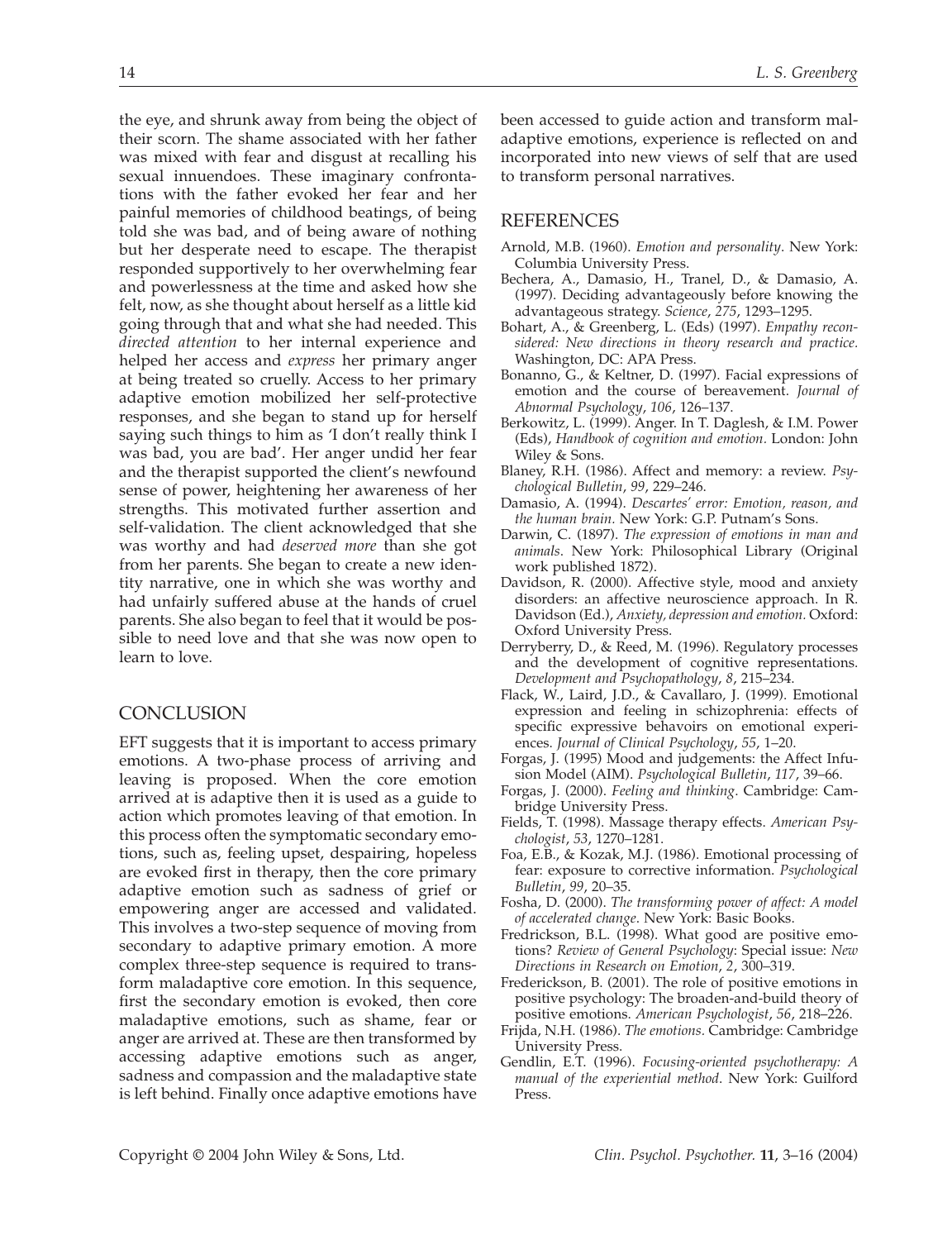the eye, and shrunk away from being the object of their scorn. The shame associated with her father was mixed with fear and disgust at recalling his sexual innuendoes. These imaginary confrontations with the father evoked her fear and her painful memories of childhood beatings, of being told she was bad, and of being aware of nothing but her desperate need to escape. The therapist responded supportively to her overwhelming fear and powerlessness at the time and asked how she felt, now, as she thought about herself as a little kid going through that and what she had needed. This *directed attention* to her internal experience and helped her access and *express* her primary anger at being treated so cruelly. Access to her primary adaptive emotion mobilized her self-protective responses, and she began to stand up for herself saying such things to him as 'I don't really think I was bad, you are bad'. Her anger undid her fear and the therapist supported the client's newfound sense of power, heightening her awareness of her strengths. This motivated further assertion and self-validation. The client acknowledged that she was worthy and had *deserved more* than she got from her parents. She began to create a new identity narrative, one in which she was worthy and had unfairly suffered abuse at the hands of cruel parents. She also began to feel that it would be possible to need love and that she was now open to learn to love.

## CONCLUSION

EFT suggests that it is important to access primary emotions. A two-phase process of arriving and leaving is proposed. When the core emotion arrived at is adaptive then it is used as a guide to action which promotes leaving of that emotion. In this process often the symptomatic secondary emotions, such as, feeling upset, despairing, hopeless are evoked first in therapy, then the core primary adaptive emotion such as sadness of grief or empowering anger are accessed and validated. This involves a two-step sequence of moving from secondary to adaptive primary emotion. A more complex three-step sequence is required to transform maladaptive core emotion. In this sequence, first the secondary emotion is evoked, then core maladaptive emotions, such as shame, fear or anger are arrived at. These are then transformed by accessing adaptive emotions such as anger, sadness and compassion and the maladaptive state is left behind. Finally once adaptive emotions have been accessed to guide action and transform maladaptive emotions, experience is reflected on and incorporated into new views of self that are used to transform personal narratives.

## REFERENCES

Arnold, M.B. (1960). *Emotion and personality*. New York: Columbia University Press.

Bechera, A., Damasio, H., Tranel, D., & Damasio, A. (1997). Deciding advantageously before knowing the advantageous strategy. *Science*, *275*, 1293–1295.

Bohart, A., & Greenberg, L. (Eds) (1997). *Empathy reconsidered: New directions in theory research and practice*. Washington, DC: APA Press.

Bonanno, G., & Keltner, D. (1997). Facial expressions of emotion and the course of bereavement. *Journal of Abnormal Psychology*, *106*, 126–137.

Berkowitz, L. (1999). Anger. In T. Daglesh, & I.M. Power (Eds), *Handbook of cognition and emotion*. London: John Wiley & Sons.

Blaney, R.H. (1986). Affect and memory: a review. *Psychological Bulletin*, *99*, 229–246.

Damasio, A. (1994). *Descartes' error: Emotion, reason, and the human brain*. New York: G.P. Putnam's Sons.

Darwin, C. (1897). *The expression of emotions in man and animals*. New York: Philosophical Library (Original work published 1872).

Davidson, R. (2000). Affective style, mood and anxiety disorders: an affective neuroscience approach. In R. Davidson (Ed.), *Anxiety, depression and emotion*. Oxford: Oxford University Press.

Derryberry, D., & Reed, M. (1996). Regulatory processes and the development of cognitive representations. *Development and Psychopathology*, *8*, 215–234.

Flack, W., Laird, J.D., & Cavallaro, J. (1999). Emotional expression and feeling in schizophrenia: effects of specific expressive behavoirs on emotional experiences. *Journal of Clinical Psychology*, *55*, 1–20.

Forgas, J. (1995) Mood and judgements: the Affect Infusion Model (AIM). *Psychological Bulletin*, *117*, 39–66.

Forgas, J. (2000). *Feeling and thinking*. Cambridge: Cambridge University Press.

Fields, T. (1998). Massage therapy effects. *American Psychologist*, *53*, 1270–1281.

Foa, E.B., & Kozak, M.J. (1986). Emotional processing of fear: exposure to corrective information. *Psychological Bulletin*, *99*, 20–35.

Fosha, D. (2000). *The transforming power of affect: A model of accelerated change*. New York: Basic Books.

Fredrickson, B.L. (1998). What good are positive emotions? *Review of General Psychology*: Special issue: *New Directions in Research on Emotion*, *2*, 300–319.

Frederickson, B. (2001). The role of positive emotions in positive psychology: The broaden-and-build theory of positive emotions. *American Psychologist*, *56*, 218–226.

Frijda, N.H. (1986). *The emotions*. Cambridge: Cambridge University Press.

Gendlin, E.T. (1996). *Focusing-oriented psychotherapy: A manual of the experiential method*. New York: Guilford Press.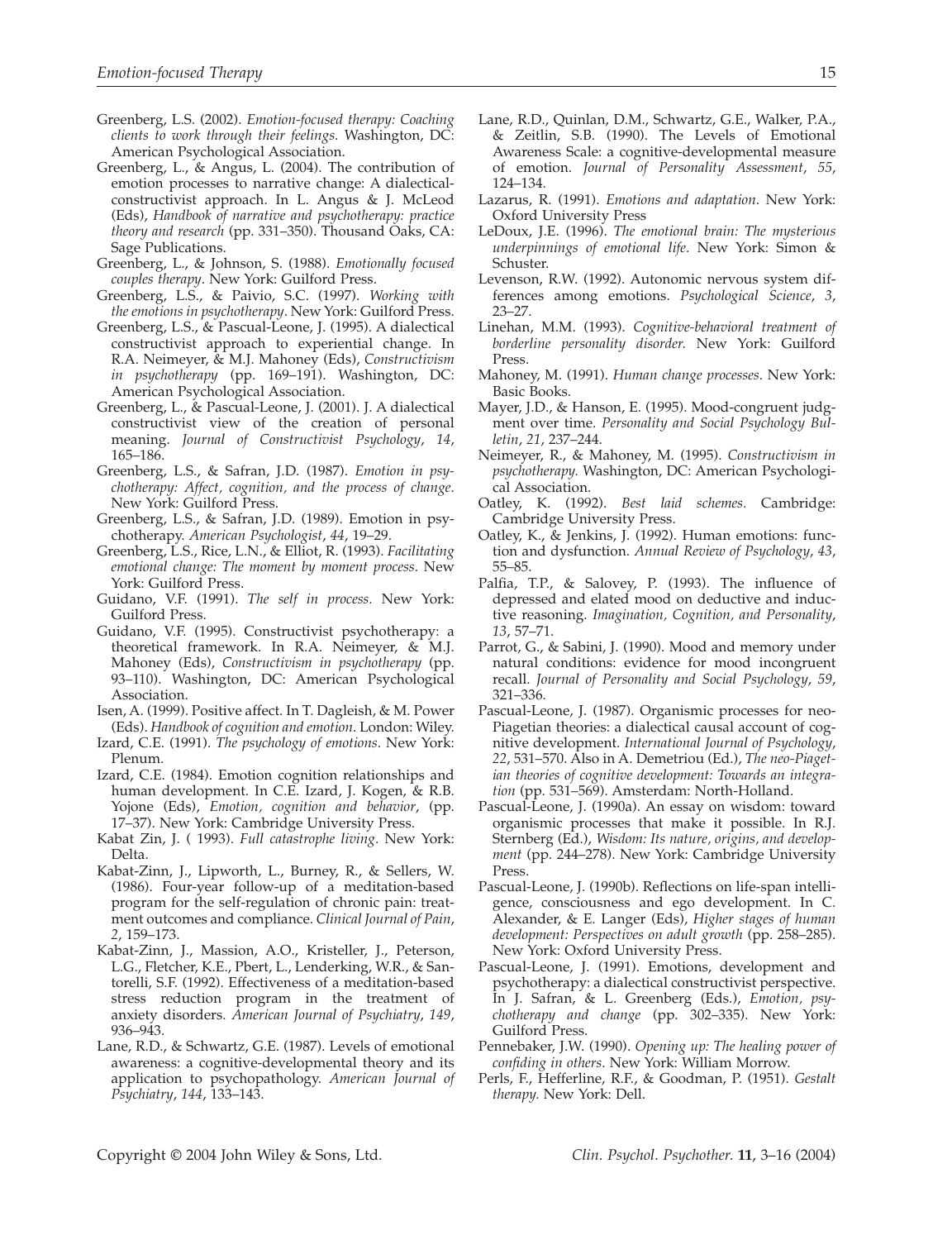Greenberg, L.S. (2002). *Emotion-focused therapy: Coaching clients to work through their feelings*. Washington, DC: American Psychological Association.

Greenberg, L., & Angus, L. (2004). The contribution of emotion processes to narrative change: A dialectical-constructivist approach. In L. Angus & J. McLeod (Eds), *Handbook of narrative and psychotherapy: practice theory and research* (pp. 331–350). Thousand Oaks, CA: Sage Publications.

Greenberg, L., & Johnson, S. (1988). *Emotionally focused couples therapy*. New York: Guilford Press.

Greenberg, L.S., & Paivio, S.C. (1997). *Working with the emotions in psychotherapy*. New York: Guilford Press.

Greenberg, L.S., & Pascual-Leone, J. (1995). A dialectical constructivist approach to experiential change. In R.A. Neimeyer, & M.J. Mahoney (Eds), *Constructivism in psychotherapy* (pp. 169–191). Washington, DC: American Psychological Association.

Greenberg, L., & Pascual-Leone, J. (2001). J. A dialectical constructivist view of the creation of personal meaning. *Journal of Constructivist Psychology*, *14*, 165–186.

Greenberg, L.S., & Safran, J.D. (1987). *Emotion in psychotherapy: Affect, cognition, and the process of change*. New York: Guilford Press.

Greenberg, L.S., & Safran, J.D. (1989). Emotion in psychotherapy. *American Psychologist*, *44*, 19–29.

Greenberg, L.S., Rice, L.N., & Elliot, R. (1993). *Facilitating emotional change: The moment by moment process*. New York: Guilford Press.

Guidano, V.F. (1991). *The self in process.* New York: Guilford Press.

Guidano, V.F. (1995). Constructivist psychotherapy: a theoretical framework. In R.A. Neimeyer, & M.J. Mahoney (Eds), *Constructivism in psychotherapy* (pp. 93–110). Washington, DC: American Psychological Association.

Isen, A. (1999). Positive affect. In T. Dagleish, & M. Power (Eds). *Handbook of cognition and emotion*. London: Wiley.

Izard, C.E. (1991). *The psychology of emotions*. New York: Plenum.

Izard, C.E. (1984). Emotion cognition relationships and human development. In C.E. Izard, J. Kogen, & R.B. Yojone (Eds), *Emotion, cognition and behavior*, (pp. 17–37). New York: Cambridge University Press.

Kabat Zin, J. ( 1993). *Full catastrophe living.* New York: Delta.

Kabat-Zinn, J., Lipworth, L., Burney, R., & Sellers, W. (1986). Four-year follow-up of a meditation-based program for the self-regulation of chronic pain: treatment outcomes and compliance. *Clinical Journal of Pain*, *2*, 159–173.

Kabat-Zinn, J., Massion, A.O., Kristeller, J., Peterson, L.G., Fletcher, K.E., Pbert, L., Lenderking, W.R., & Santorelli, S.F. (1992). Effectiveness of a meditation-based stress reduction program in the treatment of anxiety disorders. *American Journal of Psychiatry*, *149*, 936–943.

Lane, R.D., & Schwartz, G.E. (1987). Levels of emotional awareness: a cognitive-developmental theory and its application to psychopathology. *American Journal of Psychiatry*, *144*, 133–143.

Lane, R.D., Quinlan, D.M., Schwartz, G.E., Walker, P.A., & Zeitlin, S.B. (1990). The Levels of Emotional Awareness Scale: a cognitive-developmental measure of emotion. *Journal of Personality Assessment*, *55*, 124–134.

Lazarus, R. (1991). *Emotions and adaptation*. New York: Oxford University Press

LeDoux, J.E. (1996). *The emotional brain: The mysterious underpinnings of emotional life.* New York: Simon & Schuster.

Levenson, R.W. (1992). Autonomic nervous system differences among emotions. *Psychological Science*, *3*, 23–27.

Linehan, M.M. (1993). *Cognitive-behavioral treatment of borderline personality disorder.* New York: Guilford Press.

Mahoney, M. (1991). *Human change processes*. New York: Basic Books.

Mayer, J.D., & Hanson, E. (1995). Mood-congruent judgment over time. *Personality and Social Psychology Bulletin*, *21*, 237–244.

Neimeyer, R., & Mahoney, M. (1995). *Constructivism in psychotherapy.* Washington, DC: American Psychological Association.

Oatley, K. (1992). *Best laid schemes.* Cambridge: Cambridge University Press.

Oatley, K., & Jenkins, J. (1992). Human emotions: function and dysfunction. *Annual Review of Psychology*, *43*, 55–85.

Palfia, T.P., & Salovey, P. (1993). The influence of depressed and elated mood on deductive and inductive reasoning. *Imagination, Cognition, and Personality*, *13*, 57–71.

Parrot, G., & Sabini, J. (1990). Mood and memory under natural conditions: evidence for mood incongruent recall. *Journal of Personality and Social Psychology*, *59*, 321–336.

Pascual-Leone, J. (1987). Organismic processes for neo-Piagetian theories: a dialectical causal account of cognitive development. *International Journal of Psychology*, *22*, 531–570. Also in A. Demetriou (Ed.), *The neo-Piagetian theories of cognitive development: Towards an integration* (pp. 531–569). Amsterdam: North-Holland.

Pascual-Leone, J. (1990a). An essay on wisdom: toward organismic processes that make it possible. In R.J. Sternberg (Ed.), *Wisdom: Its nature, origins, and development* (pp. 244–278). New York: Cambridge University Press.

Pascual-Leone, J. (1990b). Reflections on life-span intelligence, consciousness and ego development. In C. Alexander, & E. Langer (Eds), *Higher stages of human development: Perspectives on adult growth* (pp. 258–285). New York: Oxford University Press.

Pascual-Leone, J. (1991). Emotions, development and psychotherapy: a dialectical constructivist perspective. In J. Safran, & L. Greenberg (Eds.), *Emotion, psychotherapy and change* (pp. 302–335). New York: Guilford Press.

Pennebaker, J.W. (1990). *Opening up: The healing power of confiding in others*. New York: William Morrow.

Perls, F., Hefferline, R.F., & Goodman, P. (1951). *Gestalt therapy.* New York: Dell.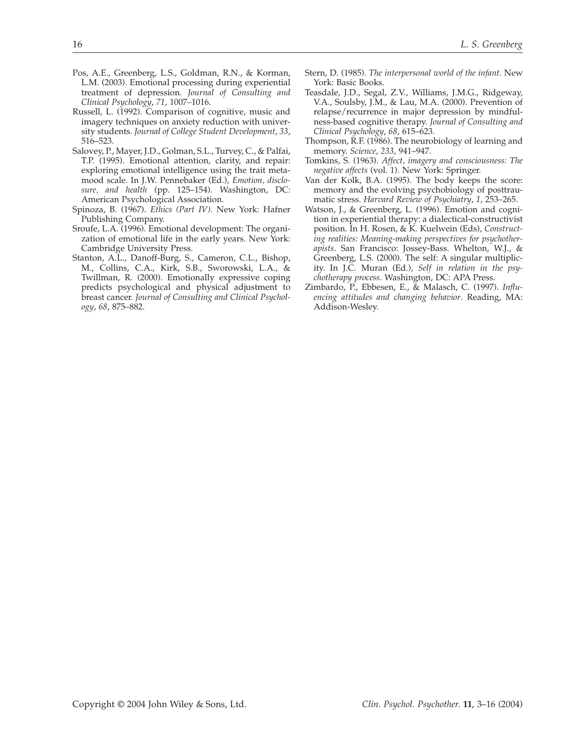Pos, A.E., Greenberg, L.S., Goldman, R.N., & Korman, L.M. (2003). Emotional processing during experiential treatment of depression. *Journal of Consulting and Clinical Psychology*, *71*, 1007–1016.

Russell, L. (1992). Comparison of cognitive, music and imagery techniques on anxiety reduction with university students. *Journal of College Student Development*, *33*, 516–523.

Salovey, P., Mayer, J.D., Golman, S.L., Turvey, C., & Palfai, T.P. (1995). Emotional attention, clarity, and repair: exploring emotional intelligence using the trait metamood scale. In J.W. Pennebaker (Ed.), *Emotion, disclosure, and health* (pp. 125–154). Washington, DC: American Psychological Association.

Spinoza, B. (1967). *Ethics (Part IV)*. New York: Hafner Publishing Company.

Sroufe, L.A. (1996). Emotional development: The organization of emotional life in the early years. New York: Cambridge University Press.

Stanton, A.L., Danoff-Burg, S., Cameron, C.L., Bishop, M., Collins, C.A., Kirk, S.B., Sworowski, L.A., & Twillman, R. (2000). Emotionally expressive coping predicts psychological and physical adjustment to breast cancer. *Journal of Consulting and Clinical Psychology*, *68*, 875–882.

Stern, D. (1985). *The interpersonal world of the infant*. New York: Basic Books.

Teasdale, J.D., Segal, Z.V., Williams, J.M.G., Ridgeway, V.A., Soulsby, J.M., & Lau, M.A. (2000). Prevention of relapse/recurrence in major depression by mindfulness-based cognitive therapy. *Journal of Consulting and Clinical Psychology*, *68*, 615–623.

Thompson, R.F. (1986). The neurobiology of learning and memory. *Science*, *233*, 941–947.

Tomkins, S. (1963). *Affect, imagery and consciousness: The negative affects* (vol. 1). New York: Springer.

Van der Kolk, B.A. (1995). The body keeps the score: memory and the evolving psychobiology of posttraumatic stress. *Harvard Review of Psychiatry*, *1*, 253–265.

Watson, J., & Greenberg, L. (1996). Emotion and cognition in experiential therapy: a dialectical-constructivist position. In H. Rosen, & K. Kuelwein (Eds), *Constructing realities: Meaning-making perspectives for psychotherapists*. San Francisco: Jossey-Bass. Whelton, W.J., & Greenberg, L.S. (2000). The self: A singular multiplicity. In J.C. Muran (Ed.), *Self in relation in the psychotherapy process*. Washington, DC: APA Press.

Zimbardo, P., Ebbesen, E., & Malasch, C. (1997). *Influencing attitudes and changing behavior*. Reading, MA: Addison-Wesley.

Copyright © 2004 John Wiley & Sons, Ltd.